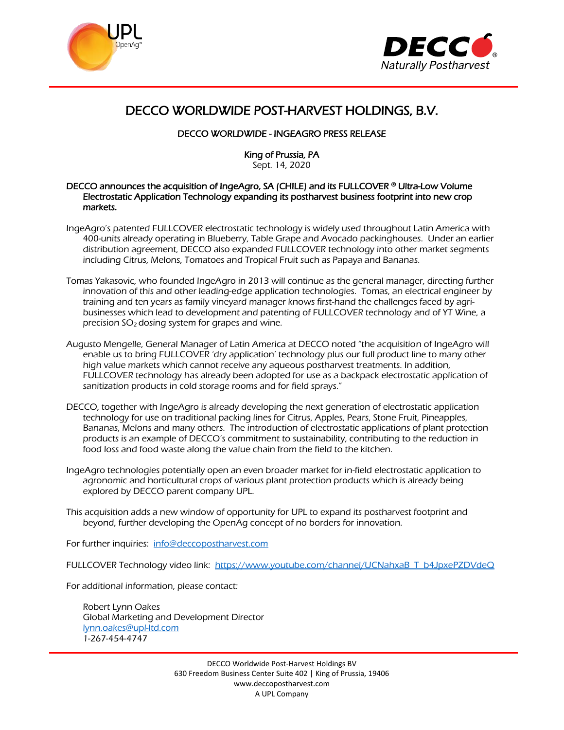# DECCO WORLDWIDE POST-HARVEST HOLDINGS, B.V.

**DECCO WORLDWIDE - INGEAGRO PRESS RELEASE**

**King of Prussia, PA**
Sept. 14, 2020

**DECCO announces the acquisition of IngeAgro, SA (CHILE) and its FULLCOVER ® Ultra-Low Volume Electrostatic Application Technology expanding its postharvest business footprint into new crop markets.**

IngeAgro's patented FULLCOVER electrostatic technology is widely used throughout Latin America with 400-units already operating in Blueberry, Table Grape and Avocado packinghouses. Under an earlier distribution agreement, DECCO also expanded FULLCOVER technology into other market segments including Citrus, Melons, Tomatoes and Tropical Fruit such as Papaya and Bananas.

Tomas Yakasovic, who founded IngeAgro in 2013 will continue as the general manager, directing further innovation of this and other leading-edge application technologies. Tomas, an electrical engineer by training and ten years as family vineyard manager knows first-hand the challenges faced by agri-businesses which lead to development and patenting of FULLCOVER technology and of YT Wine, a precision $SO_2$ dosing system for grapes and wine.

Augusto Mengelle, General Manager of Latin America at DECCO noted "the acquisition of IngeAgro will enable us to bring FULLCOVER 'dry application' technology plus our full product line to many other high value markets which cannot receive any aqueous postharvest treatments. In addition, FULLCOVER technology has already been adopted for use as a backpack electrostatic application of sanitization products in cold storage rooms and for field sprays."

DECCO, together with IngeAgro is already developing the next generation of electrostatic application technology for use on traditional packing lines for Citrus, Apples, Pears, Stone Fruit, Pineapples, Bananas, Melons and many others. The introduction of electrostatic applications of plant protection products is an example of DECCO's commitment to sustainability, contributing to the reduction in food loss and food waste along the value chain from the field to the kitchen.

IngeAgro technologies potentially open an even broader market for in-field electrostatic application to agronomic and horticultural crops of various plant protection products which is already being explored by DECCO parent company UPL.

This acquisition adds a new window of opportunity for UPL to expand its postharvest footprint and beyond, further developing the OpenAg concept of no borders for innovation.

For further inquiries: info@deccopostharvest.com

FULLCOVER Technology video link: https://www.youtube.com/channel/UCNahxaB_T_b4JpxePZDVdeQ

For additional information, please contact:

Robert Lynn Oakes
Global Marketing and Development Director
lynn.oakes@upl-ltd.com
1-267-454-4747

DECCO Worldwide Post-Harvest Holdings BV
630 Freedom Business Center Suite 402 | King of Prussia, 19406
www.deccopostharvest.com
A UPL Company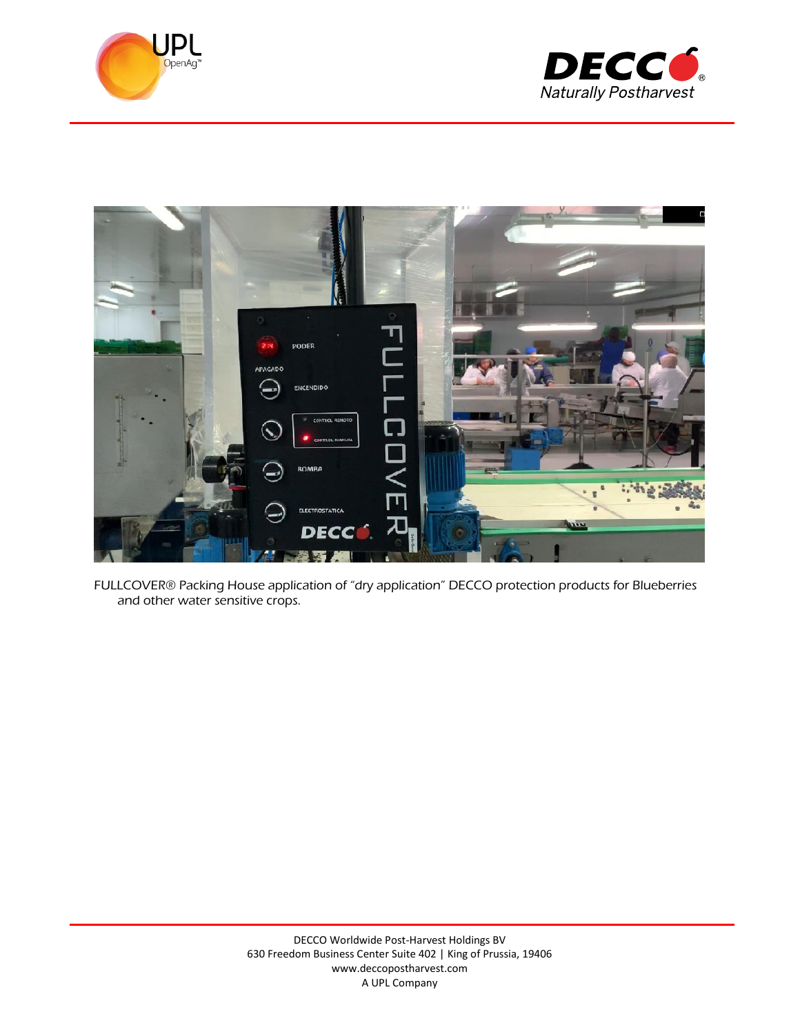FULLCOVER® Packing House application of "dry application" DECCO protection products for Blueberries and other water sensitive crops.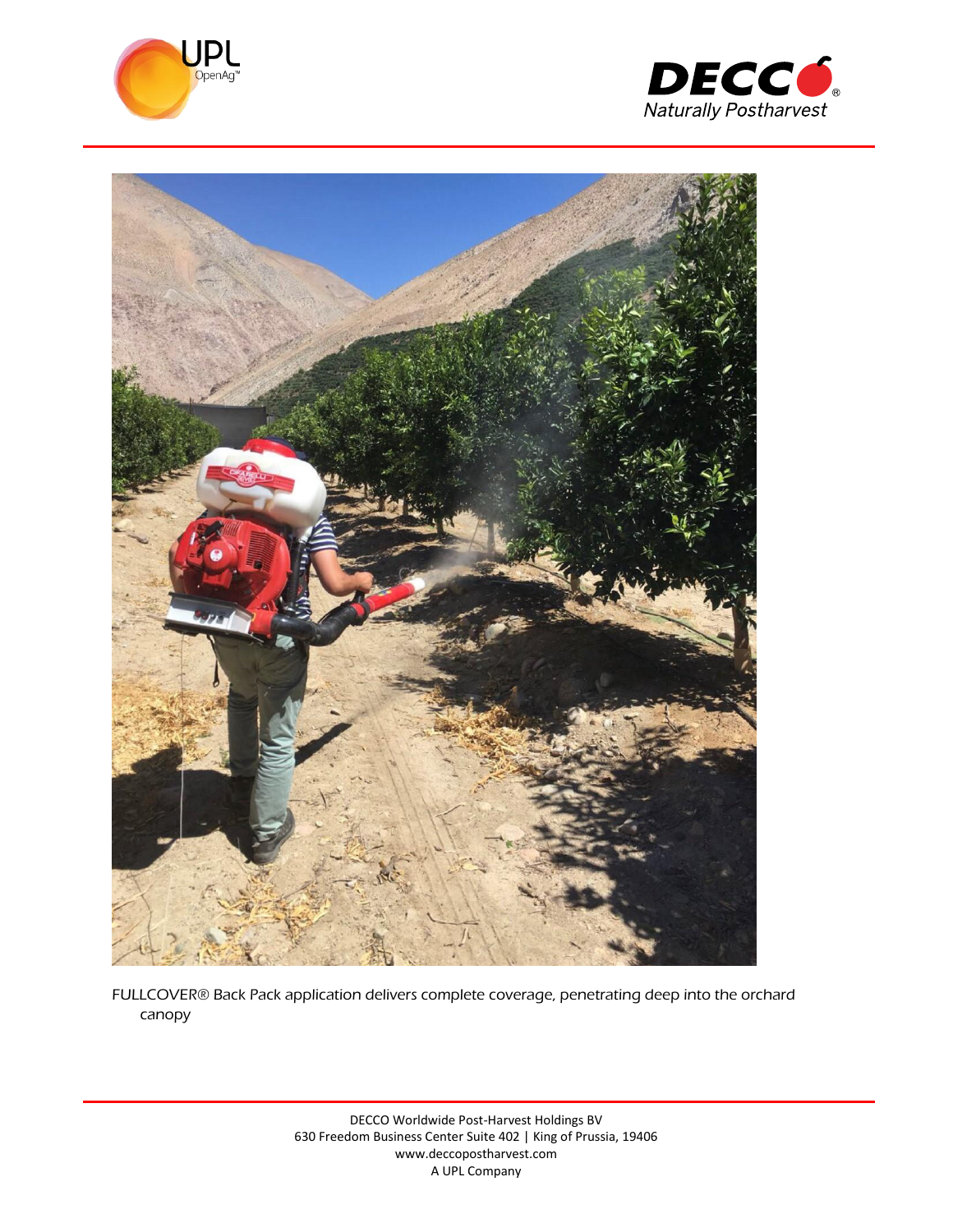FULLCOVER® Back Pack application delivers complete coverage, penetrating deep into the orchard canopy

DECCO Worldwide Post-Harvest Holdings BV
630 Freedom Business Center Suite 402 | King of Prussia, 19406
www.deccopostharvest.com
A UPL Company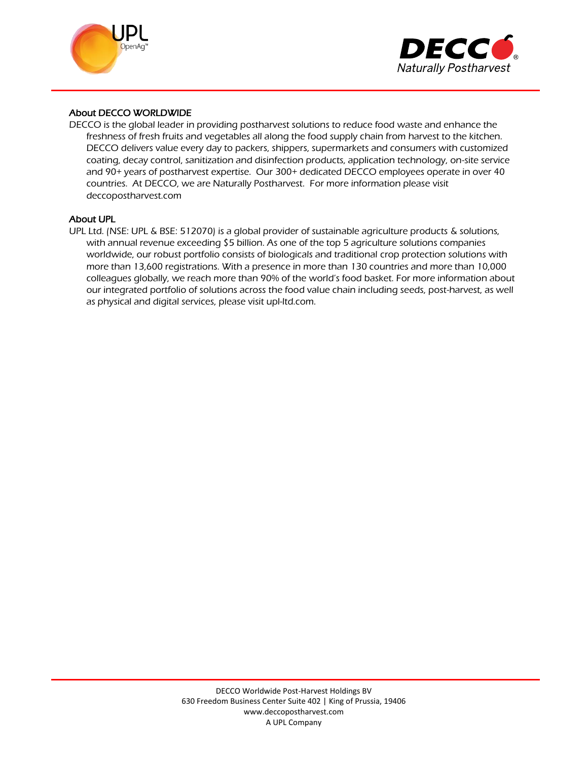## About DECCO WORLDWIDE

DECCO is the global leader in providing postharvest solutions to reduce food waste and enhance the freshness of fresh fruits and vegetables all along the food supply chain from harvest to the kitchen. DECCO delivers value every day to packers, shippers, supermarkets and consumers with customized coating, decay control, sanitization and disinfection products, application technology, on-site service and 90+ years of postharvest expertise. Our 300+ dedicated DECCO employees operate in over 40 countries. At DECCO, we are Naturally Postharvest. For more information please visit deccopostharvest.com

## About UPL

UPL Ltd. (NSE: UPL & BSE: 512070) is a global provider of sustainable agriculture products & solutions, with annual revenue exceeding $5 billion. As one of the top 5 agriculture solutions companies worldwide, our robust portfolio consists of biologicals and traditional crop protection solutions with more than 13,600 registrations. With a presence in more than 130 countries and more than 10,000 colleagues globally, we reach more than 90% of the world's food basket. For more information about our integrated portfolio of solutions across the food value chain including seeds, post-harvest, as well as physical and digital services, please visit upl-ltd.com.

DECCO Worldwide Post-Harvest Holdings BV
630 Freedom Business Center Suite 402 | King of Prussia, 19406
www.deccopostharvest.com
A UPL Company